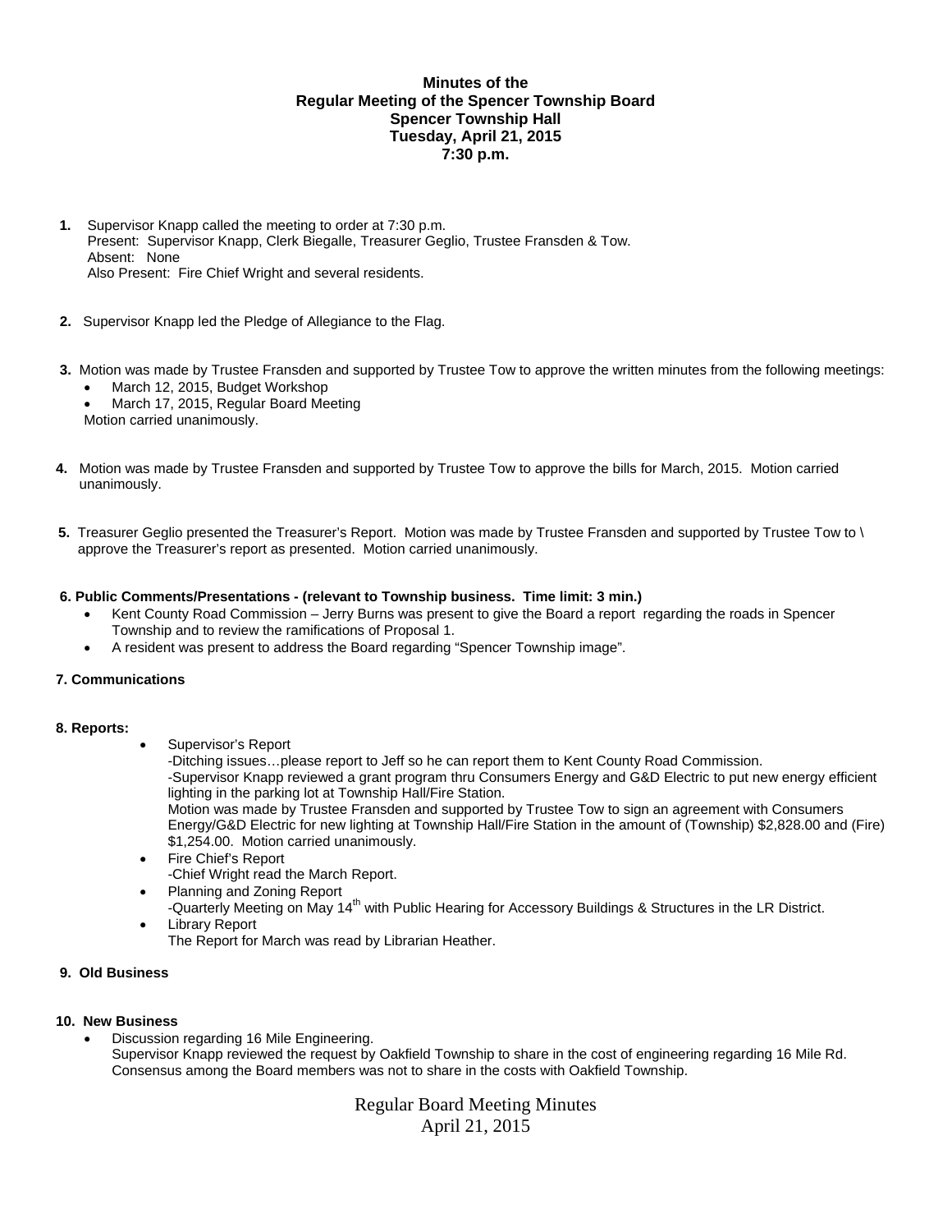**Minutes of the**
**Regular Meeting of the Spencer Township Board**
**Spencer Township Hall**
**Tuesday, April 21, 2015**
**7:30 p.m.**

1. Supervisor Knapp called the meeting to order at 7:30 p.m.
   Present: Supervisor Knapp, Clerk Biegalle, Treasurer Geglio, Trustee Fransden & Tow.
   Absent: None
   Also Present: Fire Chief Wright and several residents.

2. Supervisor Knapp led the Pledge of Allegiance to the Flag.

3. Motion was made by Trustee Fransden and supported by Trustee Tow to approve the written minutes from the following meetings:
   - March 12, 2015, Budget Workshop
   - March 17, 2015, Regular Board Meeting

   Motion carried unanimously.

4. Motion was made by Trustee Fransden and supported by Trustee Tow to approve the bills for March, 2015. Motion carried unanimously.

5. Treasurer Geglio presented the Treasurer's Report. Motion was made by Trustee Fransden and supported by Trustee Tow to \ approve the Treasurer's report as presented. Motion carried unanimously.

**6. Public Comments/Presentations - (relevant to Township business. Time limit: 3 min.)**

- Kent County Road Commission – Jerry Burns was present to give the Board a report regarding the roads in Spencer Township and to review the ramifications of Proposal 1.
- A resident was present to address the Board regarding "Spencer Township image".

**7. Communications**

**8. Reports:**

- Supervisor's Report
  -Ditching issues…please report to Jeff so he can report them to Kent County Road Commission.
  -Supervisor Knapp reviewed a grant program thru Consumers Energy and G&D Electric to put new energy efficient lighting in the parking lot at Township Hall/Fire Station.
  Motion was made by Trustee Fransden and supported by Trustee Tow to sign an agreement with Consumers Energy/G&D Electric for new lighting at Township Hall/Fire Station in the amount of (Township) $2,828.00 and (Fire) $1,254.00. Motion carried unanimously.
- Fire Chief's Report
  -Chief Wright read the March Report.
- Planning and Zoning Report
  -Quarterly Meeting on May 14th with Public Hearing for Accessory Buildings & Structures in the LR District.
- Library Report
  The Report for March was read by Librarian Heather.

**9. Old Business**

**10. New Business**

- Discussion regarding 16 Mile Engineering.
  Supervisor Knapp reviewed the request by Oakfield Township to share in the cost of engineering regarding 16 Mile Rd. Consensus among the Board members was not to share in the costs with Oakfield Township.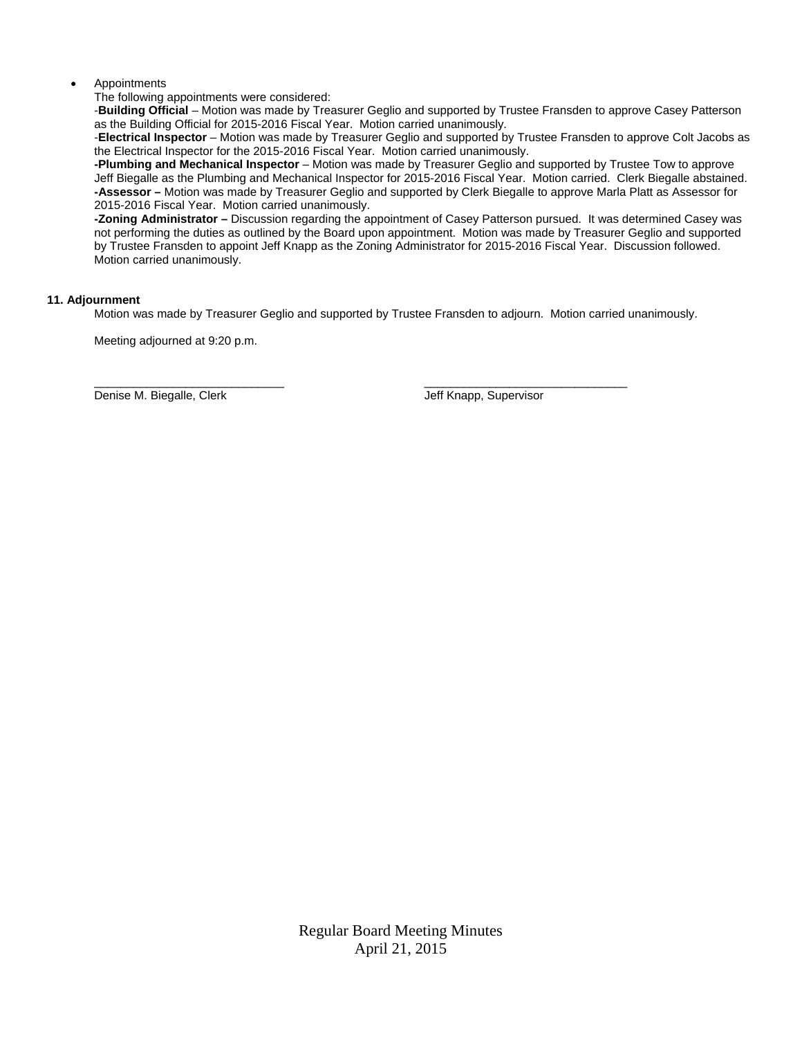- Appointments

  The following appointments were considered:

  -**Building Official** – Motion was made by Treasurer Geglio and supported by Trustee Fransden to approve Casey Patterson as the Building Official for 2015-2016 Fiscal Year. Motion carried unanimously.

  -**Electrical Inspector** – Motion was made by Treasurer Geglio and supported by Trustee Fransden to approve Colt Jacobs as the Electrical Inspector for the 2015-2016 Fiscal Year. Motion carried unanimously.

  **-Plumbing and Mechanical Inspector** – Motion was made by Treasurer Geglio and supported by Trustee Tow to approve Jeff Biegalle as the Plumbing and Mechanical Inspector for 2015-2016 Fiscal Year. Motion carried. Clerk Biegalle abstained.

  **-Assessor –** Motion was made by Treasurer Geglio and supported by Clerk Biegalle to approve Marla Platt as Assessor for 2015-2016 Fiscal Year. Motion carried unanimously.

  **-Zoning Administrator –** Discussion regarding the appointment of Casey Patterson pursued. It was determined Casey was not performing the duties as outlined by the Board upon appointment. Motion was made by Treasurer Geglio and supported by Trustee Fransden to appoint Jeff Knapp as the Zoning Administrator for 2015-2016 Fiscal Year. Discussion followed. Motion carried unanimously.

**11. Adjournment**

Motion was made by Treasurer Geglio and supported by Trustee Fransden to adjourn. Motion carried unanimously.

Meeting adjourned at 9:20 p.m.

| | |
|---|---|
| _____________________________ | _______________________________ |
| Denise M. Biegalle, Clerk | Jeff Knapp, Supervisor |

Regular Board Meeting Minutes
April 21, 2015